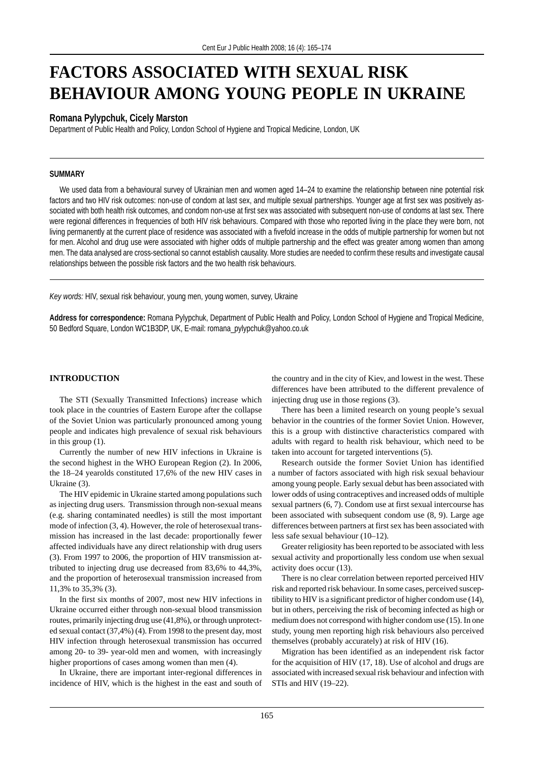# FACTORS ASSOCIATED WITH SEXUAL RISK BEHAVIOUR AMONG YOUNG PEOPLE IN UKRAINE

**Romana Pylypchuk, Cicely Marston**

Department of Public Health and Policy, London School of Hygiene and Tropical Medicine, London, UK

## SUMMARY

We used data from a behavioural survey of Ukrainian men and women aged 14–24 to examine the relationship between nine potential risk factors and two HIV risk outcomes: non-use of condom at last sex, and multiple sexual partnerships. Younger age at first sex was positively associated with both health risk outcomes, and condom non-use at first sex was associated with subsequent non-use of condoms at last sex. There were regional differences in frequencies of both HIV risk behaviours. Compared with those who reported living in the place they were born, not living permanently at the current place of residence was associated with a fivefold increase in the odds of multiple partnership for women but not for men. Alcohol and drug use were associated with higher odds of multiple partnership and the effect was greater among women than among men. The data analysed are cross-sectional so cannot establish causality. More studies are needed to confirm these results and investigate causal relationships between the possible risk factors and the two health risk behaviours.

*Key words:* HIV, sexual risk behaviour, young men, young women, survey, Ukraine

**Address for correspondence:** Romana Pylypchuk, Department of Public Health and Policy, London School of Hygiene and Tropical Medicine, 50 Bedford Square, London WC1B3DP, UK, E-mail: romana_pylypchuk@yahoo.co.uk

## INTRODUCTION

The STI (Sexually Transmitted Infections) increase which took place in the countries of Eastern Europe after the collapse of the Soviet Union was particularly pronounced among young people and indicates high prevalence of sexual risk behaviours in this group (1).

Currently the number of new HIV infections in Ukraine is the second highest in the WHO European Region (2). In 2006, the 18–24 yearolds constituted 17,6% of the new HIV cases in Ukraine (3).

The HIV epidemic in Ukraine started among populations such as injecting drug users. Transmission through non-sexual means (e.g. sharing contaminated needles) is still the most important mode of infection (3, 4). However, the role of heterosexual transmission has increased in the last decade: proportionally fewer affected individuals have any direct relationship with drug users (3). From 1997 to 2006, the proportion of HIV transmission attributed to injecting drug use decreased from 83,6% to 44,3%, and the proportion of heterosexual transmission increased from 11,3% to 35,3% (3).

In the first six months of 2007, most new HIV infections in Ukraine occurred either through non-sexual blood transmission routes, primarily injecting drug use (41,8%), or through unprotected sexual contact (37,4%) (4). From 1998 to the present day, most HIV infection through heterosexual transmission has occurred among 20- to 39- year-old men and women, with increasingly higher proportions of cases among women than men (4).

In Ukraine, there are important inter-regional differences in incidence of HIV, which is the highest in the east and south of the country and in the city of Kiev, and lowest in the west. These differences have been attributed to the different prevalence of injecting drug use in those regions (3).

There has been a limited research on young people's sexual behavior in the countries of the former Soviet Union. However, this is a group with distinctive characteristics compared with adults with regard to health risk behaviour, which need to be taken into account for targeted interventions (5).

Research outside the former Soviet Union has identified a number of factors associated with high risk sexual behaviour among young people. Early sexual debut has been associated with lower odds of using contraceptives and increased odds of multiple sexual partners (6, 7). Condom use at first sexual intercourse has been associated with subsequent condom use (8, 9). Large age differences between partners at first sex has been associated with less safe sexual behaviour (10–12).

Greater religiosity has been reported to be associated with less sexual activity and proportionally less condom use when sexual activity does occur (13).

There is no clear correlation between reported perceived HIV risk and reported risk behaviour. In some cases, perceived susceptibility to HIV is a significant predictor of higher condom use (14), but in others, perceiving the risk of becoming infected as high or medium does not correspond with higher condom use (15). In one study, young men reporting high risk behaviours also perceived themselves (probably accurately) at risk of HIV (16).

Migration has been identified as an independent risk factor for the acquisition of HIV (17, 18). Use of alcohol and drugs are associated with increased sexual risk behaviour and infection with STIs and HIV (19–22).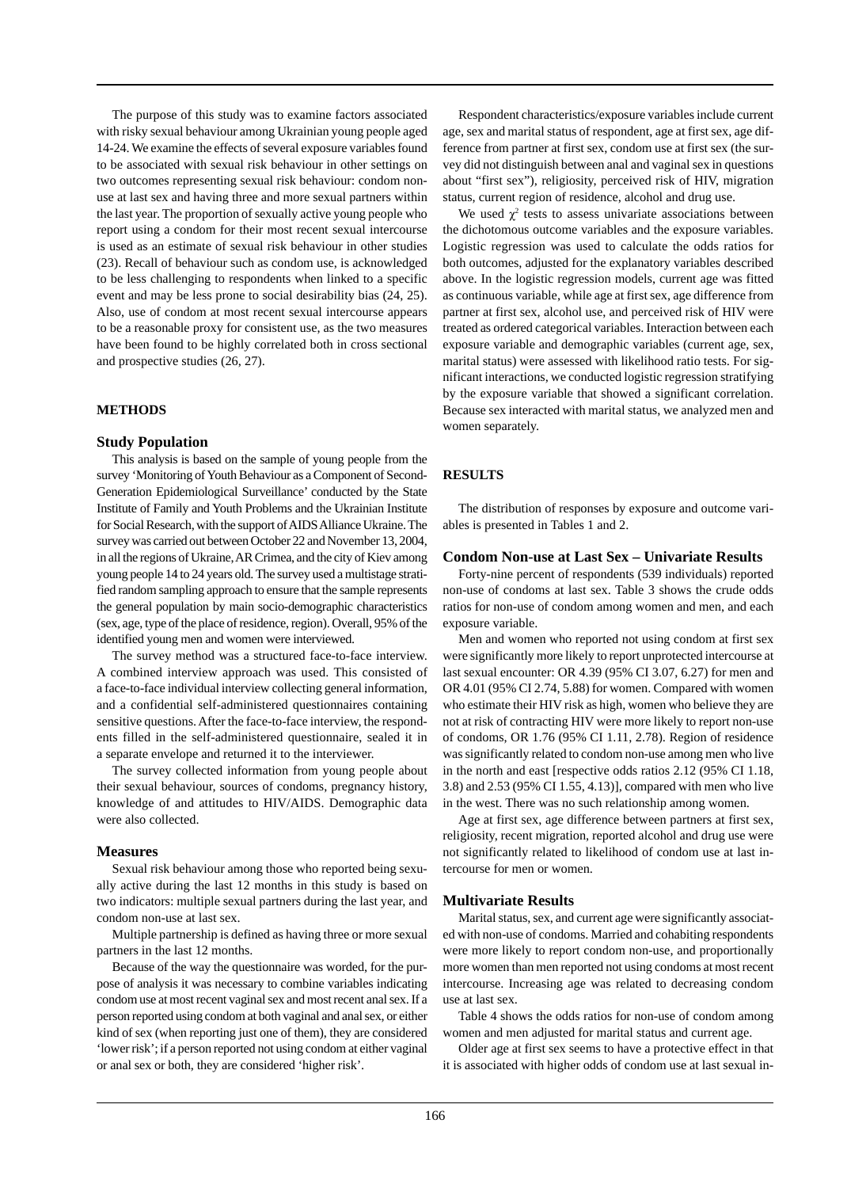The purpose of this study was to examine factors associated with risky sexual behaviour among Ukrainian young people aged 14-24. We examine the effects of several exposure variables found to be associated with sexual risk behaviour in other settings on two outcomes representing sexual risk behaviour: condom non-use at last sex and having three and more sexual partners within the last year. The proportion of sexually active young people who report using a condom for their most recent sexual intercourse is used as an estimate of sexual risk behaviour in other studies (23). Recall of behaviour such as condom use, is acknowledged to be less challenging to respondents when linked to a specific event and may be less prone to social desirability bias (24, 25). Also, use of condom at most recent sexual intercourse appears to be a reasonable proxy for consistent use, as the two measures have been found to be highly correlated both in cross sectional and prospective studies (26, 27).

## METHODS

### Study Population

This analysis is based on the sample of young people from the survey 'Monitoring of Youth Behaviour as a Component of Second-Generation Epidemiological Surveillance' conducted by the State Institute of Family and Youth Problems and the Ukrainian Institute for Social Research, with the support of AIDS Alliance Ukraine. The survey was carried out between October 22 and November 13, 2004, in all the regions of Ukraine, AR Crimea, and the city of Kiev among young people 14 to 24 years old. The survey used a multistage stratified random sampling approach to ensure that the sample represents the general population by main socio-demographic characteristics (sex, age, type of the place of residence, region). Overall, 95% of the identified young men and women were interviewed.

The survey method was a structured face-to-face interview. A combined interview approach was used. This consisted of a face-to-face individual interview collecting general information, and a confidential self-administered questionnaires containing sensitive questions. After the face-to-face interview, the respondents filled in the self-administered questionnaire, sealed it in a separate envelope and returned it to the interviewer.

The survey collected information from young people about their sexual behaviour, sources of condoms, pregnancy history, knowledge of and attitudes to HIV/AIDS. Demographic data were also collected.

### Measures

Sexual risk behaviour among those who reported being sexually active during the last 12 months in this study is based on two indicators: multiple sexual partners during the last year, and condom non-use at last sex.

Multiple partnership is defined as having three or more sexual partners in the last 12 months.

Because of the way the questionnaire was worded, for the purpose of analysis it was necessary to combine variables indicating condom use at most recent vaginal sex and most recent anal sex. If a person reported using condom at both vaginal and anal sex, or either kind of sex (when reporting just one of them), they are considered 'lower risk'; if a person reported not using condom at either vaginal or anal sex or both, they are considered 'higher risk'.

Respondent characteristics/exposure variables include current age, sex and marital status of respondent, age at first sex, age difference from partner at first sex, condom use at first sex (the survey did not distinguish between anal and vaginal sex in questions about "first sex"), religiosity, perceived risk of HIV, migration status, current region of residence, alcohol and drug use.

We used $\chi^2$ tests to assess univariate associations between the dichotomous outcome variables and the exposure variables. Logistic regression was used to calculate the odds ratios for both outcomes, adjusted for the explanatory variables described above. In the logistic regression models, current age was fitted as continuous variable, while age at first sex, age difference from partner at first sex, alcohol use, and perceived risk of HIV were treated as ordered categorical variables. Interaction between each exposure variable and demographic variables (current age, sex, marital status) were assessed with likelihood ratio tests. For significant interactions, we conducted logistic regression stratifying by the exposure variable that showed a significant correlation. Because sex interacted with marital status, we analyzed men and women separately.

## RESULTS

The distribution of responses by exposure and outcome variables is presented in Tables 1 and 2.

### Condom Non-use at Last Sex – Univariate Results

Forty-nine percent of respondents (539 individuals) reported non-use of condoms at last sex. Table 3 shows the crude odds ratios for non-use of condom among women and men, and each exposure variable.

Men and women who reported not using condom at first sex were significantly more likely to report unprotected intercourse at last sexual encounter: OR 4.39 (95% CI 3.07, 6.27) for men and OR 4.01 (95% CI 2.74, 5.88) for women. Compared with women who estimate their HIV risk as high, women who believe they are not at risk of contracting HIV were more likely to report non-use of condoms, OR 1.76 (95% CI 1.11, 2.78). Region of residence was significantly related to condom non-use among men who live in the north and east [respective odds ratios 2.12 (95% CI 1.18, 3.8) and 2.53 (95% CI 1.55, 4.13)], compared with men who live in the west. There was no such relationship among women.

Age at first sex, age difference between partners at first sex, religiosity, recent migration, reported alcohol and drug use were not significantly related to likelihood of condom use at last intercourse for men or women.

### Multivariate Results

Marital status, sex, and current age were significantly associated with non-use of condoms. Married and cohabiting respondents were more likely to report condom non-use, and proportionally more women than men reported not using condoms at most recent intercourse. Increasing age was related to decreasing condom use at last sex.

Table 4 shows the odds ratios for non-use of condom among women and men adjusted for marital status and current age.

Older age at first sex seems to have a protective effect in that it is associated with higher odds of condom use at last sexual in-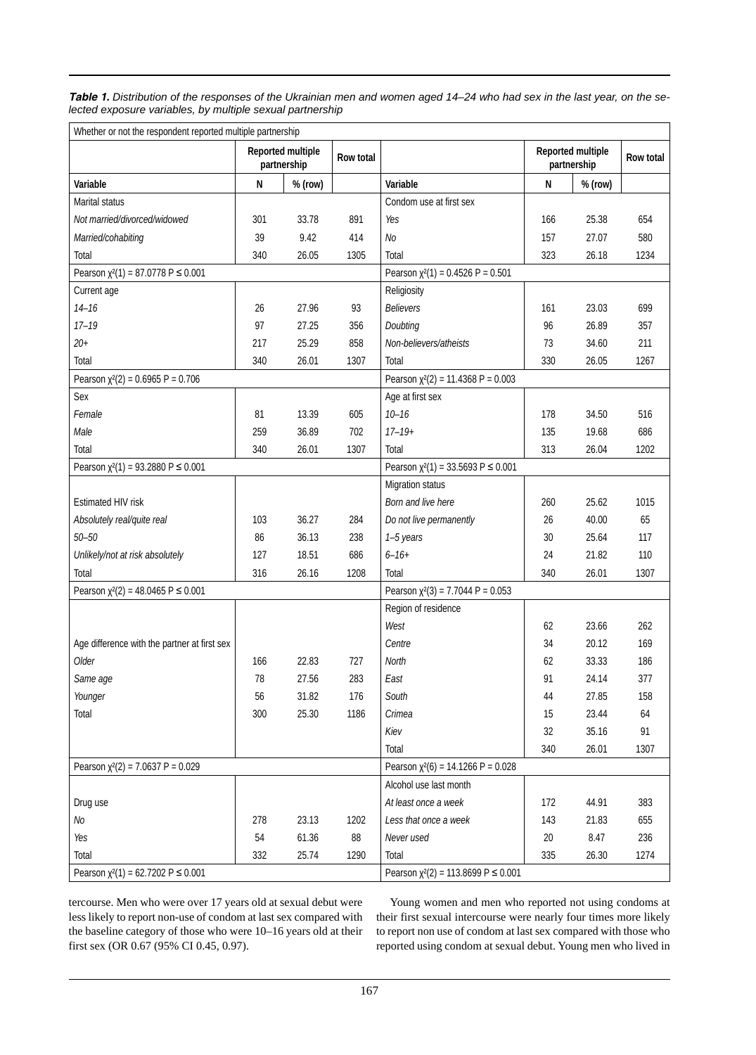***Table 1.*** *Distribution of the responses of the Ukrainian men and women aged 14–24 who had sex in the last year, on the selected exposure variables, by multiple sexual partnership*

| Whether or not the respondent reported multiple partnership | | | | | | | |
|---|---|---|---|---|---|---|---|
| | Reported multiple partnership | | Row total | | Reported multiple partnership | | Row total |
| Variable | N | % (row) | | Variable | N | % (row) | |
| Marital status | | | | Condom use at first sex | | | |
| *Not married/divorced/widowed* | 301 | 33.78 | 891 | *Yes* | 166 | 25.38 | 654 |
| *Married/cohabiting* | 39 | 9.42 | 414 | *No* | 157 | 27.07 | 580 |
| Total | 340 | 26.05 | 1305 | Total | 323 | 26.18 | 1234 |
| Pearson $\chi^2(1) = 87.0778$ $P \leq 0.001$ | | | | Pearson $\chi^2(1) = 0.4526$ $P = 0.501$ | | | |
| Current age | | | | Religiosity | | | |
| *14–16* | 26 | 27.96 | 93 | *Believers* | 161 | 23.03 | 699 |
| *17–19* | 97 | 27.25 | 356 | *Doubting* | 96 | 26.89 | 357 |
| *20+* | 217 | 25.29 | 858 | *Non-believers/atheists* | 73 | 34.60 | 211 |
| Total | 340 | 26.01 | 1307 | Total | 330 | 26.05 | 1267 |
| Pearson $\chi^2(2) = 0.6965$ $P = 0.706$ | | | | Pearson $\chi^2(2) = 11.4368$ $P = 0.003$ | | | |
| Sex | | | | Age at first sex | | | |
| *Female* | 81 | 13.39 | 605 | *10–16* | 178 | 34.50 | 516 |
| *Male* | 259 | 36.89 | 702 | *17–19+* | 135 | 19.68 | 686 |
| Total | 340 | 26.01 | 1307 | Total | 313 | 26.04 | 1202 |
| Pearson $\chi^2(1) = 93.2880$ $P \leq 0.001$ | | | | Pearson $\chi^2(1) = 33.5693$ $P \leq 0.001$ | | | |
| | | | | Migration status | | | |
| Estimated HIV risk | | | | *Born and live here* | 260 | 25.62 | 1015 |
| *Absolutely real/quite real* | 103 | 36.27 | 284 | *Do not live permanently* | 26 | 40.00 | 65 |
| *50–50* | 86 | 36.13 | 238 | *1–5 years* | 30 | 25.64 | 117 |
| *Unlikely/not at risk absolutely* | 127 | 18.51 | 686 | *6–16+* | 24 | 21.82 | 110 |
| Total | 316 | 26.16 | 1208 | Total | 340 | 26.01 | 1307 |
| Pearson $\chi^2(2) = 48.0465$ $P \leq 0.001$ | | | | Pearson $\chi^2(3) = 7.7044$ $P = 0.053$ | | | |
| | | | | Region of residence | | | |
| | | | | *West* | 62 | 23.66 | 262 |
| Age difference with the partner at first sex | | | | *Centre* | 34 | 20.12 | 169 |
| *Older* | 166 | 22.83 | 727 | *North* | 62 | 33.33 | 186 |
| *Same age* | 78 | 27.56 | 283 | *East* | 91 | 24.14 | 377 |
| *Younger* | 56 | 31.82 | 176 | *South* | 44 | 27.85 | 158 |
| Total | 300 | 25.30 | 1186 | *Crimea* | 15 | 23.44 | 64 |
| | | | | *Kiev* | 32 | 35.16 | 91 |
| | | | | Total | 340 | 26.01 | 1307 |
| Pearson $\chi^2(2) = 7.0637$ $P = 0.029$ | | | | Pearson $\chi^2(6) = 14.1266$ $P = 0.028$ | | | |
| | | | | Alcohol use last month | | | |
| Drug use | | | | *At least once a week* | 172 | 44.91 | 383 |
| *No* | 278 | 23.13 | 1202 | *Less that once a week* | 143 | 21.83 | 655 |
| *Yes* | 54 | 61.36 | 88 | *Never used* | 20 | 8.47 | 236 |
| Total | 332 | 25.74 | 1290 | Total | 335 | 26.30 | 1274 |
| Pearson $\chi^2(1) = 62.7202$ $P \leq 0.001$ | | | | Pearson $\chi^2(2) = 113.8699$ $P \leq 0.001$ | | | |

tercourse. Men who were over 17 years old at sexual debut were less likely to report non-use of condom at last sex compared with the baseline category of those who were 10–16 years old at their first sex (OR 0.67 (95% CI 0.45, 0.97).

Young women and men who reported not using condoms at their first sexual intercourse were nearly four times more likely to report non use of condom at last sex compared with those who reported using condom at sexual debut. Young men who lived in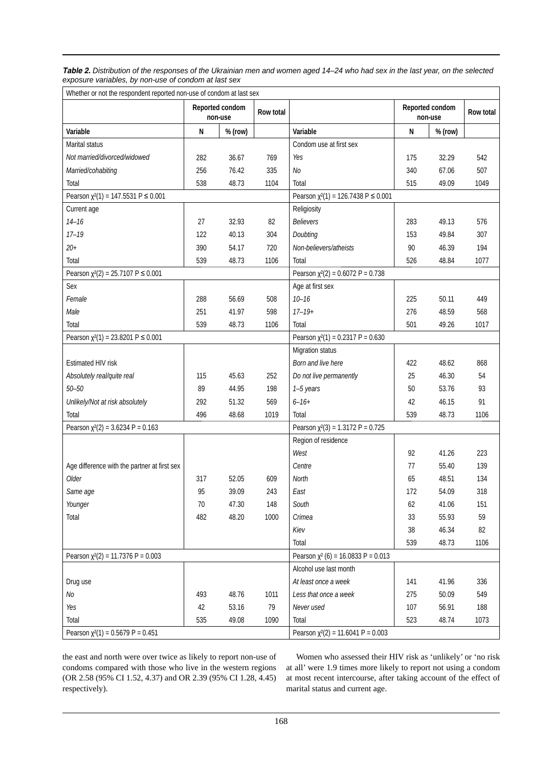***Table 2.*** *Distribution of the responses of the Ukrainian men and women aged 14–24 who had sex in the last year, on the selected exposure variables, by non-use of condom at last sex*

| Whether or not the respondent reported non-use of condom at last sex | | | | | | | |
|---|---|---|---|---|---|---|---|
| | Reported condom non-use | | Row total | | Reported condom non-use | | Row total |
| **Variable** | **N** | **% (row)** | | **Variable** | **N** | **% (row)** | |
| Marital status | | | | Condom use at first sex | | | |
| *Not married/divorced/widowed* | 282 | 36.67 | 769 | *Yes* | 175 | 32.29 | 542 |
| *Married/cohabiting* | 256 | 76.42 | 335 | *No* | 340 | 67.06 | 507 |
| Total | 538 | 48.73 | 1104 | Total | 515 | 49.09 | 1049 |
| Pearson $\chi^2(1) = 147.5531$ $P \leq 0.001$ | | | | Pearson $\chi^2(1) = 126.7438$ $P \leq 0.001$ | | | |
| Current age | | | | Religiosity | | | |
| *14–16* | 27 | 32.93 | 82 | *Believers* | 283 | 49.13 | 576 |
| *17–19* | 122 | 40.13 | 304 | *Doubting* | 153 | 49.84 | 307 |
| *20+* | 390 | 54.17 | 720 | *Non-believers/atheists* | 90 | 46.39 | 194 |
| Total | 539 | 48.73 | 1106 | Total | 526 | 48.84 | 1077 |
| Pearson $\chi^2(2) = 25.7107$ $P \leq 0.001$ | | | | Pearson $\chi^2(2) = 0.6072$ $P = 0.738$ | | | |
| Sex | | | | Age at first sex | | | |
| *Female* | 288 | 56.69 | 508 | *10–16* | 225 | 50.11 | 449 |
| *Male* | 251 | 41.97 | 598 | *17–19+* | 276 | 48.59 | 568 |
| Total | 539 | 48.73 | 1106 | Total | 501 | 49.26 | 1017 |
| Pearson $\chi^2(1) = 23.8201$ $P \leq 0.001$ | | | | Pearson $\chi^2(1) = 0.2317$ $P = 0.630$ | | | |
| | | | | Migration status | | | |
| Estimated HIV risk | | | | *Born and live here* | 422 | 48.62 | 868 |
| *Absolutely real/quite real* | 115 | 45.63 | 252 | *Do not live permanently* | 25 | 46.30 | 54 |
| *50–50* | 89 | 44.95 | 198 | *1–5 years* | 50 | 53.76 | 93 |
| *Unlikely/Not at risk absolutely* | 292 | 51.32 | 569 | *6–16+* | 42 | 46.15 | 91 |
| Total | 496 | 48.68 | 1019 | Total | 539 | 48.73 | 1106 |
| Pearson $\chi^2(2) = 3.6234$ $P = 0.163$ | | | | Pearson $\chi^2(3) = 1.3172$ $P = 0.725$ | | | |
| | | | | Region of residence | | | |
| | | | | *West* | 92 | 41.26 | 223 |
| Age difference with the partner at first sex | | | | *Centre* | 77 | 55.40 | 139 |
| *Older* | 317 | 52.05 | 609 | *North* | 65 | 48.51 | 134 |
| *Same age* | 95 | 39.09 | 243 | *East* | 172 | 54.09 | 318 |
| *Younger* | 70 | 47.30 | 148 | *South* | 62 | 41.06 | 151 |
| Total | 482 | 48.20 | 1000 | *Crimea* | 33 | 55.93 | 59 |
| | | | | *Kiev* | 38 | 46.34 | 82 |
| | | | | Total | 539 | 48.73 | 1106 |
| Pearson $\chi^2(2) = 11.7376$ $P = 0.003$ | | | | Pearson $\chi^2(6) = 16.0833$ $P = 0.013$ | | | |
| | | | | Alcohol use last month | | | |
| Drug use | | | | *At least once a week* | 141 | 41.96 | 336 |
| *No* | 493 | 48.76 | 1011 | *Less that once a week* | 275 | 50.09 | 549 |
| *Yes* | 42 | 53.16 | 79 | *Never used* | 107 | 56.91 | 188 |
| Total | 535 | 49.08 | 1090 | Total | 523 | 48.74 | 1073 |
| Pearson $\chi^2(1) = 0.5679$ $P = 0.451$ | | | | Pearson $\chi^2(2) = 11.6041$ $P = 0.003$ | | | |

the east and north were over twice as likely to report non-use of condoms compared with those who live in the western regions (OR 2.58 (95% CI 1.52, 4.37) and OR 2.39 (95% CI 1.28, 4.45) respectively).

Women who assessed their HIV risk as 'unlikely' or 'no risk at all' were 1.9 times more likely to report not using a condom at most recent intercourse, after taking account of the effect of marital status and current age.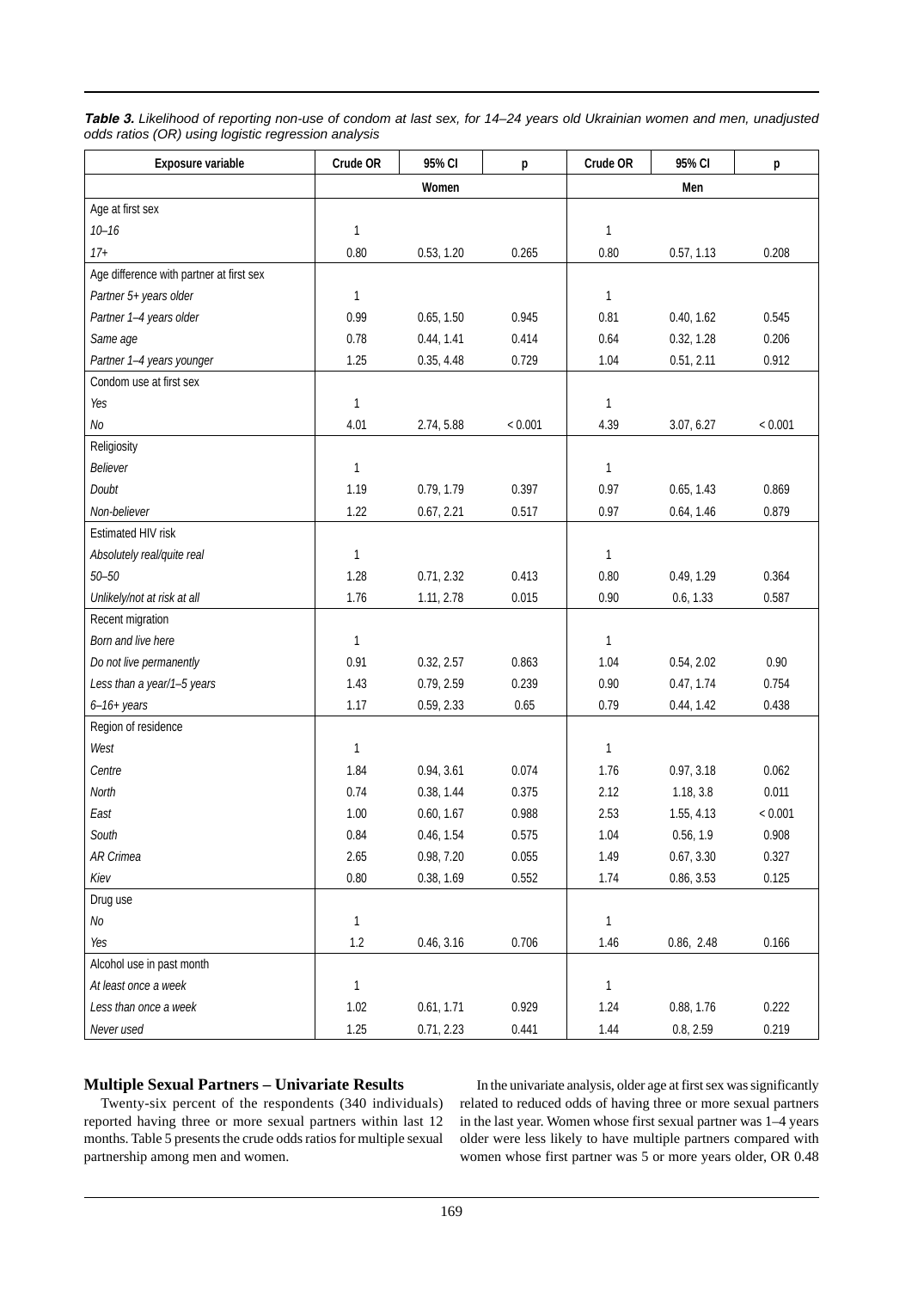***Table 3.*** *Likelihood of reporting non-use of condom at last sex, for 14–24 years old Ukrainian women and men, unadjusted odds ratios (OR) using logistic regression analysis*

| Exposure variable | Crude OR | 95% CI | p | Crude OR | 95% CI | p |
|---|---|---|---|---|---|---|
| | Women | | | Men | | |
| Age at first sex | | | | | | |
| *10–16* | 1 | | | 1 | | |
| *17+* | 0.80 | 0.53, 1.20 | 0.265 | 0.80 | 0.57, 1.13 | 0.208 |
| Age difference with partner at first sex | | | | | | |
| *Partner 5+ years older* | 1 | | | 1 | | |
| *Partner 1–4 years older* | 0.99 | 0.65, 1.50 | 0.945 | 0.81 | 0.40, 1.62 | 0.545 |
| *Same age* | 0.78 | 0.44, 1.41 | 0.414 | 0.64 | 0.32, 1.28 | 0.206 |
| *Partner 1–4 years younger* | 1.25 | 0.35, 4.48 | 0.729 | 1.04 | 0.51, 2.11 | 0.912 |
| Condom use at first sex | | | | | | |
| *Yes* | 1 | | | 1 | | |
| *No* | 4.01 | 2.74, 5.88 | < 0.001 | 4.39 | 3.07, 6.27 | < 0.001 |
| Religiosity | | | | | | |
| *Believer* | 1 | | | 1 | | |
| *Doubt* | 1.19 | 0.79, 1.79 | 0.397 | 0.97 | 0.65, 1.43 | 0.869 |
| *Non-believer* | 1.22 | 0.67, 2.21 | 0.517 | 0.97 | 0.64, 1.46 | 0.879 |
| Estimated HIV risk | | | | | | |
| *Absolutely real/quite real* | 1 | | | 1 | | |
| *50–50* | 1.28 | 0.71, 2.32 | 0.413 | 0.80 | 0.49, 1.29 | 0.364 |
| *Unlikely/not at risk at all* | 1.76 | 1.11, 2.78 | 0.015 | 0.90 | 0.6, 1.33 | 0.587 |
| Recent migration | | | | | | |
| *Born and live here* | 1 | | | 1 | | |
| *Do not live permanently* | 0.91 | 0.32, 2.57 | 0.863 | 1.04 | 0.54, 2.02 | 0.90 |
| *Less than a year/1–5 years* | 1.43 | 0.79, 2.59 | 0.239 | 0.90 | 0.47, 1.74 | 0.754 |
| *6–16+ years* | 1.17 | 0.59, 2.33 | 0.65 | 0.79 | 0.44, 1.42 | 0.438 |
| Region of residence | | | | | | |
| *West* | 1 | | | 1 | | |
| *Centre* | 1.84 | 0.94, 3.61 | 0.074 | 1.76 | 0.97, 3.18 | 0.062 |
| *North* | 0.74 | 0.38, 1.44 | 0.375 | 2.12 | 1.18, 3.8 | 0.011 |
| *East* | 1.00 | 0.60, 1.67 | 0.988 | 2.53 | 1.55, 4.13 | < 0.001 |
| *South* | 0.84 | 0.46, 1.54 | 0.575 | 1.04 | 0.56, 1.9 | 0.908 |
| *AR Crimea* | 2.65 | 0.98, 7.20 | 0.055 | 1.49 | 0.67, 3.30 | 0.327 |
| *Kiev* | 0.80 | 0.38, 1.69 | 0.552 | 1.74 | 0.86, 3.53 | 0.125 |
| Drug use | | | | | | |
| *No* | 1 | | | 1 | | |
| *Yes* | 1.2 | 0.46, 3.16 | 0.706 | 1.46 | 0.86, 2.48 | 0.166 |
| Alcohol use in past month | | | | | | |
| *At least once a week* | 1 | | | 1 | | |
| *Less than once a week* | 1.02 | 0.61, 1.71 | 0.929 | 1.24 | 0.88, 1.76 | 0.222 |
| *Never used* | 1.25 | 0.71, 2.23 | 0.441 | 1.44 | 0.8, 2.59 | 0.219 |

### Multiple Sexual Partners – Univariate Results

Twenty-six percent of the respondents (340 individuals) reported having three or more sexual partners within last 12 months. Table 5 presents the crude odds ratios for multiple sexual partnership among men and women.

In the univariate analysis, older age at first sex was significantly related to reduced odds of having three or more sexual partners in the last year. Women whose first sexual partner was 1–4 years older were less likely to have multiple partners compared with women whose first partner was 5 or more years older, OR 0.48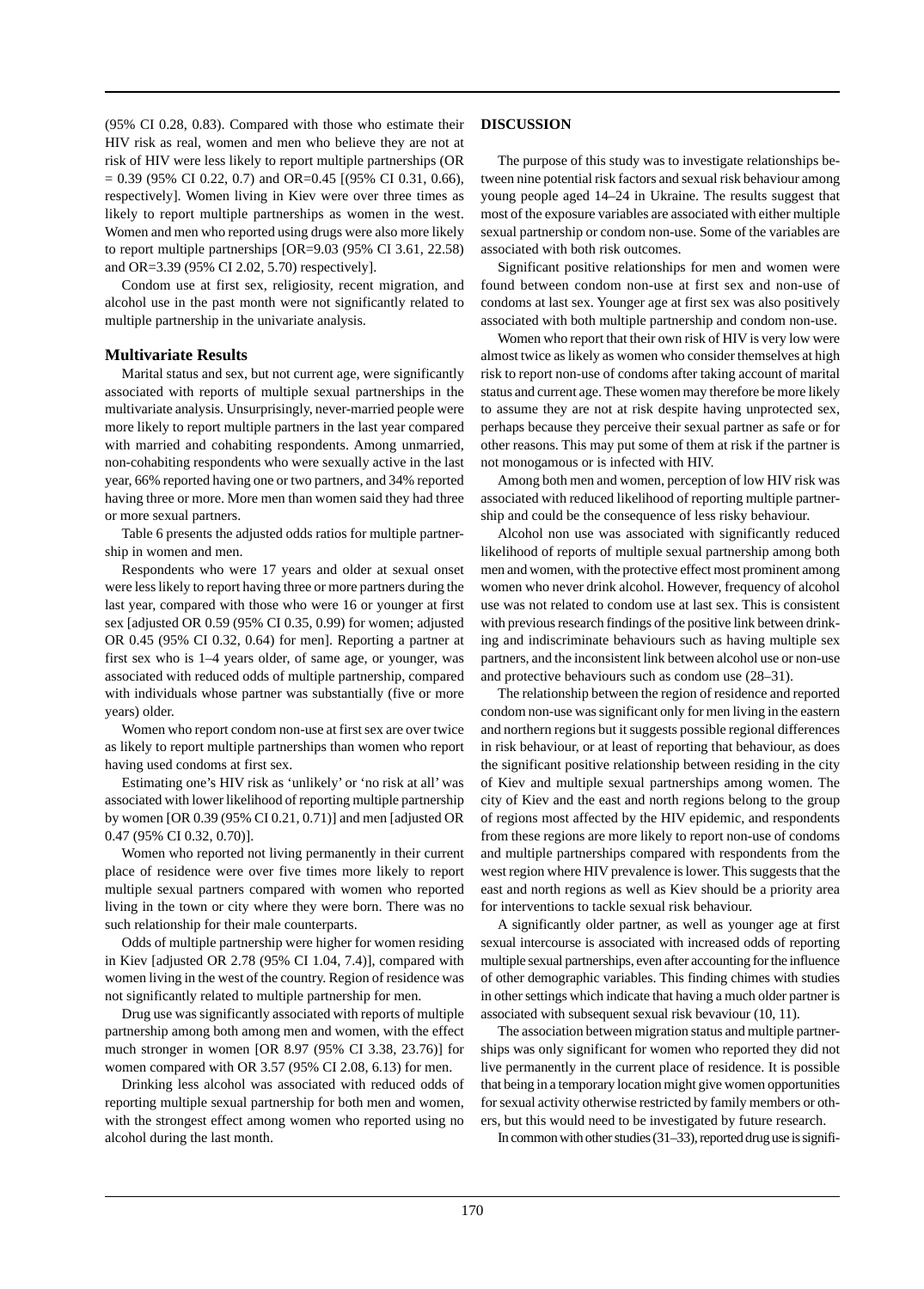(95% CI 0.28, 0.83). Compared with those who estimate their HIV risk as real, women and men who believe they are not at risk of HIV were less likely to report multiple partnerships (OR = 0.39 (95% CI 0.22, 0.7) and OR=0.45 [(95% CI 0.31, 0.66), respectively]. Women living in Kiev were over three times as likely to report multiple partnerships as women in the west. Women and men who reported using drugs were also more likely to report multiple partnerships [OR=9.03 (95% CI 3.61, 22.58) and OR=3.39 (95% CI 2.02, 5.70) respectively].

Condom use at first sex, religiosity, recent migration, and alcohol use in the past month were not significantly related to multiple partnership in the univariate analysis.

### Multivariate Results

Marital status and sex, but not current age, were significantly associated with reports of multiple sexual partnerships in the multivariate analysis. Unsurprisingly, never-married people were more likely to report multiple partners in the last year compared with married and cohabiting respondents. Among unmarried, non-cohabiting respondents who were sexually active in the last year, 66% reported having one or two partners, and 34% reported having three or more. More men than women said they had three or more sexual partners.

Table 6 presents the adjusted odds ratios for multiple partnership in women and men.

Respondents who were 17 years and older at sexual onset were less likely to report having three or more partners during the last year, compared with those who were 16 or younger at first sex [adjusted OR 0.59 (95% CI 0.35, 0.99) for women; adjusted OR 0.45 (95% CI 0.32, 0.64) for men]. Reporting a partner at first sex who is 1–4 years older, of same age, or younger, was associated with reduced odds of multiple partnership, compared with individuals whose partner was substantially (five or more years) older.

Women who report condom non-use at first sex are over twice as likely to report multiple partnerships than women who report having used condoms at first sex.

Estimating one's HIV risk as 'unlikely' or 'no risk at all' was associated with lower likelihood of reporting multiple partnership by women [OR 0.39 (95% CI 0.21, 0.71)] and men [adjusted OR 0.47 (95% CI 0.32, 0.70)].

Women who reported not living permanently in their current place of residence were over five times more likely to report multiple sexual partners compared with women who reported living in the town or city where they were born. There was no such relationship for their male counterparts.

Odds of multiple partnership were higher for women residing in Kiev [adjusted OR 2.78 (95% CI 1.04, 7.4)], compared with women living in the west of the country. Region of residence was not significantly related to multiple partnership for men.

Drug use was significantly associated with reports of multiple partnership among both among men and women, with the effect much stronger in women [OR 8.97 (95% CI 3.38, 23.76)] for women compared with OR 3.57 (95% CI 2.08, 6.13) for men.

Drinking less alcohol was associated with reduced odds of reporting multiple sexual partnership for both men and women, with the strongest effect among women who reported using no alcohol during the last month.

## DISCUSSION

The purpose of this study was to investigate relationships between nine potential risk factors and sexual risk behaviour among young people aged 14–24 in Ukraine. The results suggest that most of the exposure variables are associated with either multiple sexual partnership or condom non-use. Some of the variables are associated with both risk outcomes.

Significant positive relationships for men and women were found between condom non-use at first sex and non-use of condoms at last sex. Younger age at first sex was also positively associated with both multiple partnership and condom non-use.

Women who report that their own risk of HIV is very low were almost twice as likely as women who consider themselves at high risk to report non-use of condoms after taking account of marital status and current age. These women may therefore be more likely to assume they are not at risk despite having unprotected sex, perhaps because they perceive their sexual partner as safe or for other reasons. This may put some of them at risk if the partner is not monogamous or is infected with HIV.

Among both men and women, perception of low HIV risk was associated with reduced likelihood of reporting multiple partnership and could be the consequence of less risky behaviour.

Alcohol non use was associated with significantly reduced likelihood of reports of multiple sexual partnership among both men and women, with the protective effect most prominent among women who never drink alcohol. However, frequency of alcohol use was not related to condom use at last sex. This is consistent with previous research findings of the positive link between drinking and indiscriminate behaviours such as having multiple sex partners, and the inconsistent link between alcohol use or non-use and protective behaviours such as condom use (28–31).

The relationship between the region of residence and reported condom non-use was significant only for men living in the eastern and northern regions but it suggests possible regional differences in risk behaviour, or at least of reporting that behaviour, as does the significant positive relationship between residing in the city of Kiev and multiple sexual partnerships among women. The city of Kiev and the east and north regions belong to the group of regions most affected by the HIV epidemic, and respondents from these regions are more likely to report non-use of condoms and multiple partnerships compared with respondents from the west region where HIV prevalence is lower. This suggests that the east and north regions as well as Kiev should be a priority area for interventions to tackle sexual risk behaviour.

A significantly older partner, as well as younger age at first sexual intercourse is associated with increased odds of reporting multiple sexual partnerships, even after accounting for the influence of other demographic variables. This finding chimes with studies in other settings which indicate that having a much older partner is associated with subsequent sexual risk bevaviour (10, 11).

The association between migration status and multiple partnerships was only significant for women who reported they did not live permanently in the current place of residence. It is possible that being in a temporary location might give women opportunities for sexual activity otherwise restricted by family members or others, but this would need to be investigated by future research.

In common with other studies (31–33), reported drug use is signifi-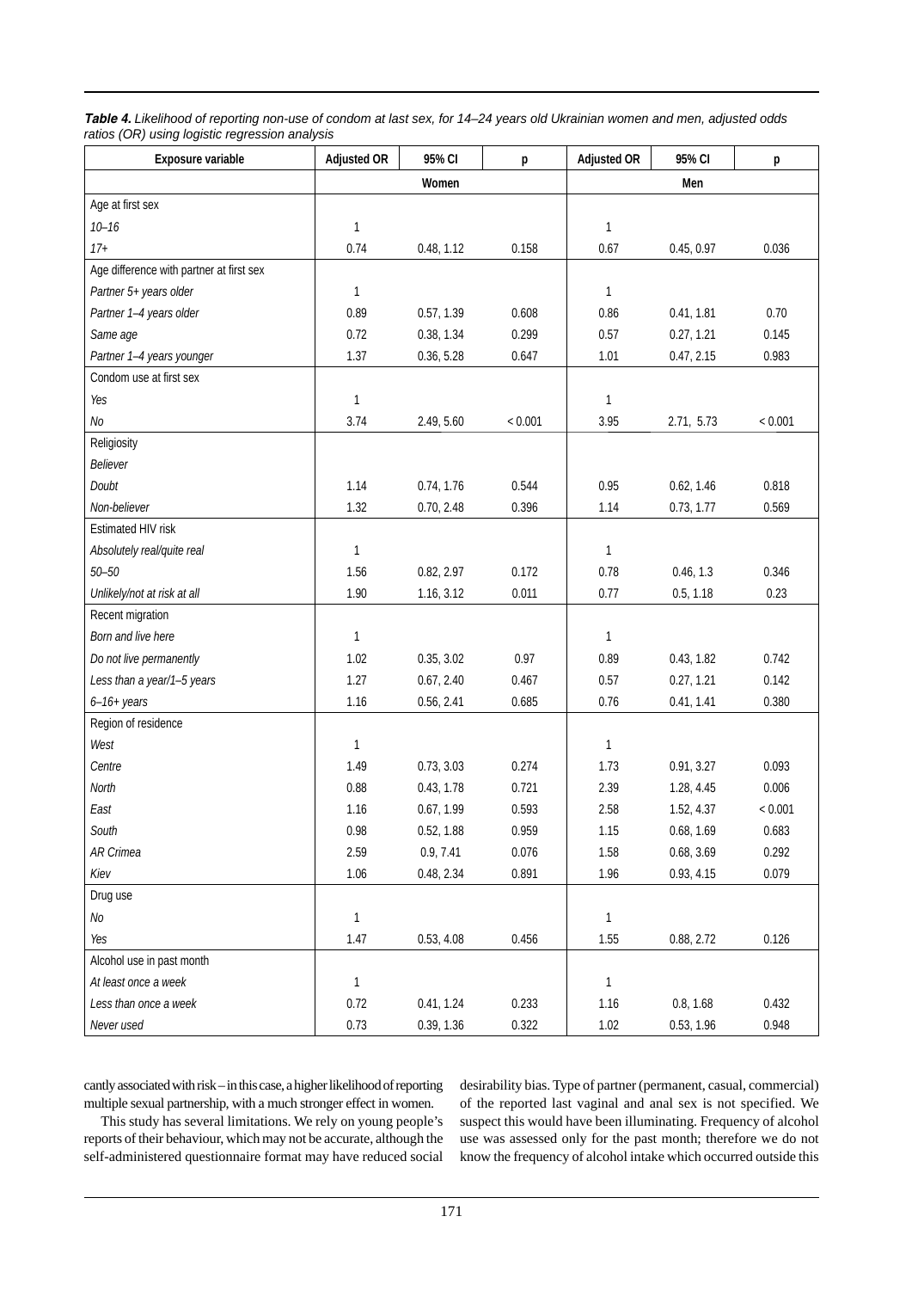***Table 4.*** *Likelihood of reporting non-use of condom at last sex, for 14–24 years old Ukrainian women and men, adjusted odds ratios (OR) using logistic regression analysis*

| Exposure variable | Adjusted OR | 95% CI | p | Adjusted OR | 95% CI | p |
|---|---|---|---|---|---|---|
| | Women | | | Men | | |
| Age at first sex | | | | | | |
| *10–16* | 1 | | | 1 | | |
| *17+* | 0.74 | 0.48, 1.12 | 0.158 | 0.67 | 0.45, 0.97 | 0.036 |
| Age difference with partner at first sex | | | | | | |
| *Partner 5+ years older* | 1 | | | 1 | | |
| *Partner 1–4 years older* | 0.89 | 0.57, 1.39 | 0.608 | 0.86 | 0.41, 1.81 | 0.70 |
| *Same age* | 0.72 | 0.38, 1.34 | 0.299 | 0.57 | 0.27, 1.21 | 0.145 |
| *Partner 1–4 years younger* | 1.37 | 0.36, 5.28 | 0.647 | 1.01 | 0.47, 2.15 | 0.983 |
| Condom use at first sex | | | | | | |
| *Yes* | 1 | | | 1 | | |
| *No* | 3.74 | 2.49, 5.60 | < 0.001 | 3.95 | 2.71, 5.73 | < 0.001 |
| Religiosity | | | | | | |
| *Believer* | | | | | | |
| *Doubt* | 1.14 | 0.74, 1.76 | 0.544 | 0.95 | 0.62, 1.46 | 0.818 |
| *Non-believer* | 1.32 | 0.70, 2.48 | 0.396 | 1.14 | 0.73, 1.77 | 0.569 |
| Estimated HIV risk | | | | | | |
| *Absolutely real/quite real* | 1 | | | 1 | | |
| *50–50* | 1.56 | 0.82, 2.97 | 0.172 | 0.78 | 0.46, 1.3 | 0.346 |
| *Unlikely/not at risk at all* | 1.90 | 1.16, 3.12 | 0.011 | 0.77 | 0.5, 1.18 | 0.23 |
| Recent migration | | | | | | |
| *Born and live here* | 1 | | | 1 | | |
| *Do not live permanently* | 1.02 | 0.35, 3.02 | 0.97 | 0.89 | 0.43, 1.82 | 0.742 |
| *Less than a year/1–5 years* | 1.27 | 0.67, 2.40 | 0.467 | 0.57 | 0.27, 1.21 | 0.142 |
| *6–16+ years* | 1.16 | 0.56, 2.41 | 0.685 | 0.76 | 0.41, 1.41 | 0.380 |
| Region of residence | | | | | | |
| *West* | 1 | | | 1 | | |
| *Centre* | 1.49 | 0.73, 3.03 | 0.274 | 1.73 | 0.91, 3.27 | 0.093 |
| *North* | 0.88 | 0.43, 1.78 | 0.721 | 2.39 | 1.28, 4.45 | 0.006 |
| *East* | 1.16 | 0.67, 1.99 | 0.593 | 2.58 | 1.52, 4.37 | < 0.001 |
| *South* | 0.98 | 0.52, 1.88 | 0.959 | 1.15 | 0.68, 1.69 | 0.683 |
| *AR Crimea* | 2.59 | 0.9, 7.41 | 0.076 | 1.58 | 0.68, 3.69 | 0.292 |
| *Kiev* | 1.06 | 0.48, 2.34 | 0.891 | 1.96 | 0.93, 4.15 | 0.079 |
| Drug use | | | | | | |
| *No* | 1 | | | 1 | | |
| *Yes* | 1.47 | 0.53, 4.08 | 0.456 | 1.55 | 0.88, 2.72 | 0.126 |
| Alcohol use in past month | | | | | | |
| *At least once a week* | 1 | | | 1 | | |
| *Less than once a week* | 0.72 | 0.41, 1.24 | 0.233 | 1.16 | 0.8, 1.68 | 0.432 |
| *Never used* | 0.73 | 0.39, 1.36 | 0.322 | 1.02 | 0.53, 1.96 | 0.948 |

cantly associated with risk – in this case, a higher likelihood of reporting multiple sexual partnership, with a much stronger effect in women.

This study has several limitations. We rely on young people's reports of their behaviour, which may not be accurate, although the self-administered questionnaire format may have reduced social desirability bias. Type of partner (permanent, casual, commercial) of the reported last vaginal and anal sex is not specified. We suspect this would have been illuminating. Frequency of alcohol use was assessed only for the past month; therefore we do not know the frequency of alcohol intake which occurred outside this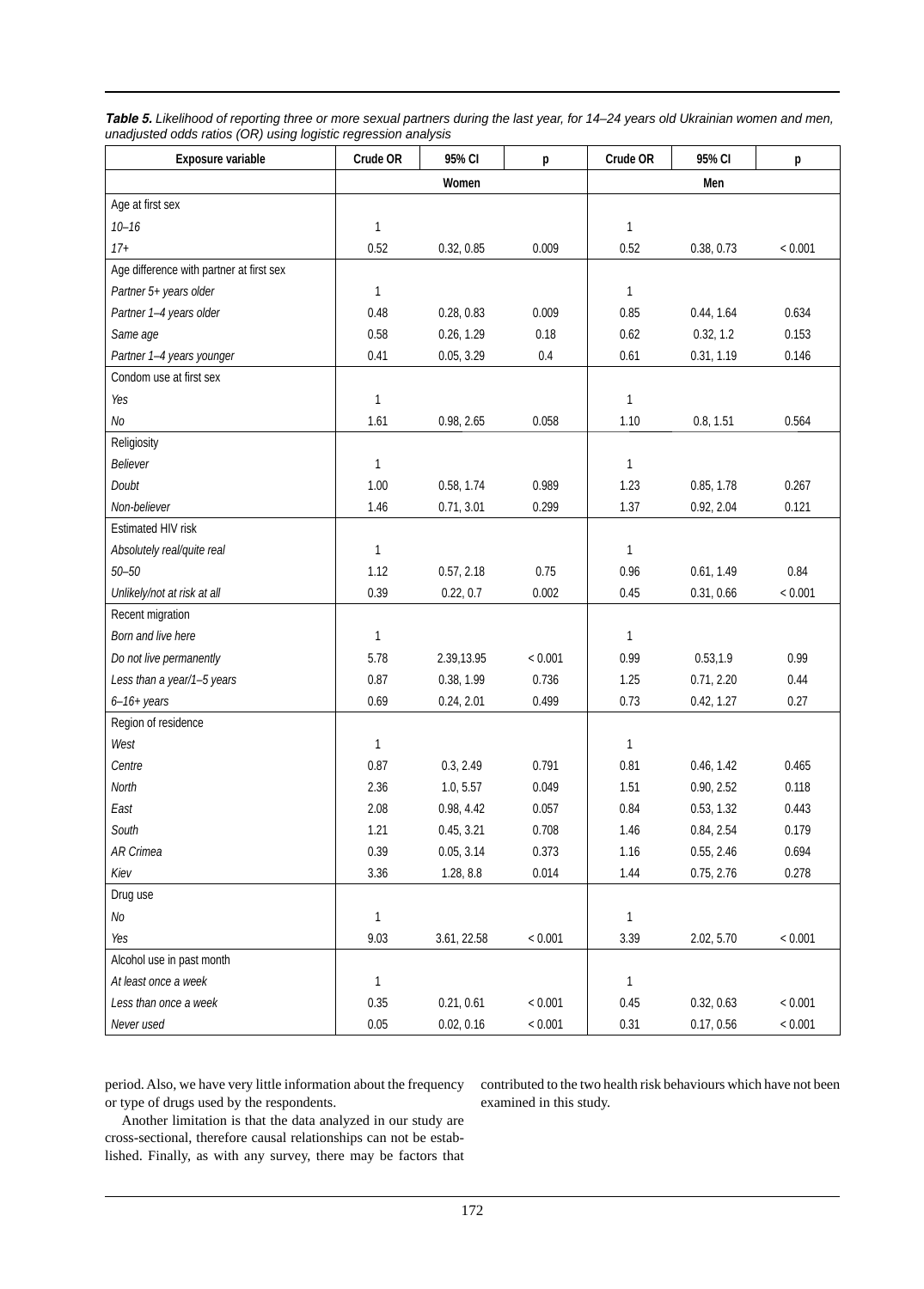***Table 5.*** *Likelihood of reporting three or more sexual partners during the last year, for 14–24 years old Ukrainian women and men, unadjusted odds ratios (OR) using logistic regression analysis*

| Exposure variable | Crude OR | 95% CI | p | Crude OR | 95% CI | p |
|---|---|---|---|---|---|---|
| | Women | | | Men | | |
| Age at first sex | | | | | | |
| *10–16* | 1 | | | 1 | | |
| *17+* | 0.52 | 0.32, 0.85 | 0.009 | 0.52 | 0.38, 0.73 | < 0.001 |
| Age difference with partner at first sex | | | | | | |
| *Partner 5+ years older* | 1 | | | 1 | | |
| *Partner 1–4 years older* | 0.48 | 0.28, 0.83 | 0.009 | 0.85 | 0.44, 1.64 | 0.634 |
| *Same age* | 0.58 | 0.26, 1.29 | 0.18 | 0.62 | 0.32, 1.2 | 0.153 |
| *Partner 1–4 years younger* | 0.41 | 0.05, 3.29 | 0.4 | 0.61 | 0.31, 1.19 | 0.146 |
| Condom use at first sex | | | | | | |
| *Yes* | 1 | | | 1 | | |
| *No* | 1.61 | 0.98, 2.65 | 0.058 | 1.10 | 0.8, 1.51 | 0.564 |
| Religiosity | | | | | | |
| *Believer* | 1 | | | 1 | | |
| *Doubt* | 1.00 | 0.58, 1.74 | 0.989 | 1.23 | 0.85, 1.78 | 0.267 |
| *Non-believer* | 1.46 | 0.71, 3.01 | 0.299 | 1.37 | 0.92, 2.04 | 0.121 |
| Estimated HIV risk | | | | | | |
| *Absolutely real/quite real* | 1 | | | 1 | | |
| *50–50* | 1.12 | 0.57, 2.18 | 0.75 | 0.96 | 0.61, 1.49 | 0.84 |
| *Unlikely/not at risk at all* | 0.39 | 0.22, 0.7 | 0.002 | 0.45 | 0.31, 0.66 | < 0.001 |
| Recent migration | | | | | | |
| *Born and live here* | 1 | | | 1 | | |
| *Do not live permanently* | 5.78 | 2.39,13.95 | < 0.001 | 0.99 | 0.53,1.9 | 0.99 |
| *Less than a year/1–5 years* | 0.87 | 0.38, 1.99 | 0.736 | 1.25 | 0.71, 2.20 | 0.44 |
| *6–16+ years* | 0.69 | 0.24, 2.01 | 0.499 | 0.73 | 0.42, 1.27 | 0.27 |
| Region of residence | | | | | | |
| *West* | 1 | | | 1 | | |
| *Centre* | 0.87 | 0.3, 2.49 | 0.791 | 0.81 | 0.46, 1.42 | 0.465 |
| *North* | 2.36 | 1.0, 5.57 | 0.049 | 1.51 | 0.90, 2.52 | 0.118 |
| *East* | 2.08 | 0.98, 4.42 | 0.057 | 0.84 | 0.53, 1.32 | 0.443 |
| *South* | 1.21 | 0.45, 3.21 | 0.708 | 1.46 | 0.84, 2.54 | 0.179 |
| *AR Crimea* | 0.39 | 0.05, 3.14 | 0.373 | 1.16 | 0.55, 2.46 | 0.694 |
| *Kiev* | 3.36 | 1.28, 8.8 | 0.014 | 1.44 | 0.75, 2.76 | 0.278 |
| Drug use | | | | | | |
| *No* | 1 | | | 1 | | |
| *Yes* | 9.03 | 3.61, 22.58 | < 0.001 | 3.39 | 2.02, 5.70 | < 0.001 |
| Alcohol use in past month | | | | | | |
| *At least once a week* | 1 | | | 1 | | |
| *Less than once a week* | 0.35 | 0.21, 0.61 | < 0.001 | 0.45 | 0.32, 0.63 | < 0.001 |
| *Never used* | 0.05 | 0.02, 0.16 | < 0.001 | 0.31 | 0.17, 0.56 | < 0.001 |

period. Also, we have very little information about the frequency or type of drugs used by the respondents.

Another limitation is that the data analyzed in our study are cross-sectional, therefore causal relationships can not be established. Finally, as with any survey, there may be factors that contributed to the two health risk behaviours which have not been examined in this study.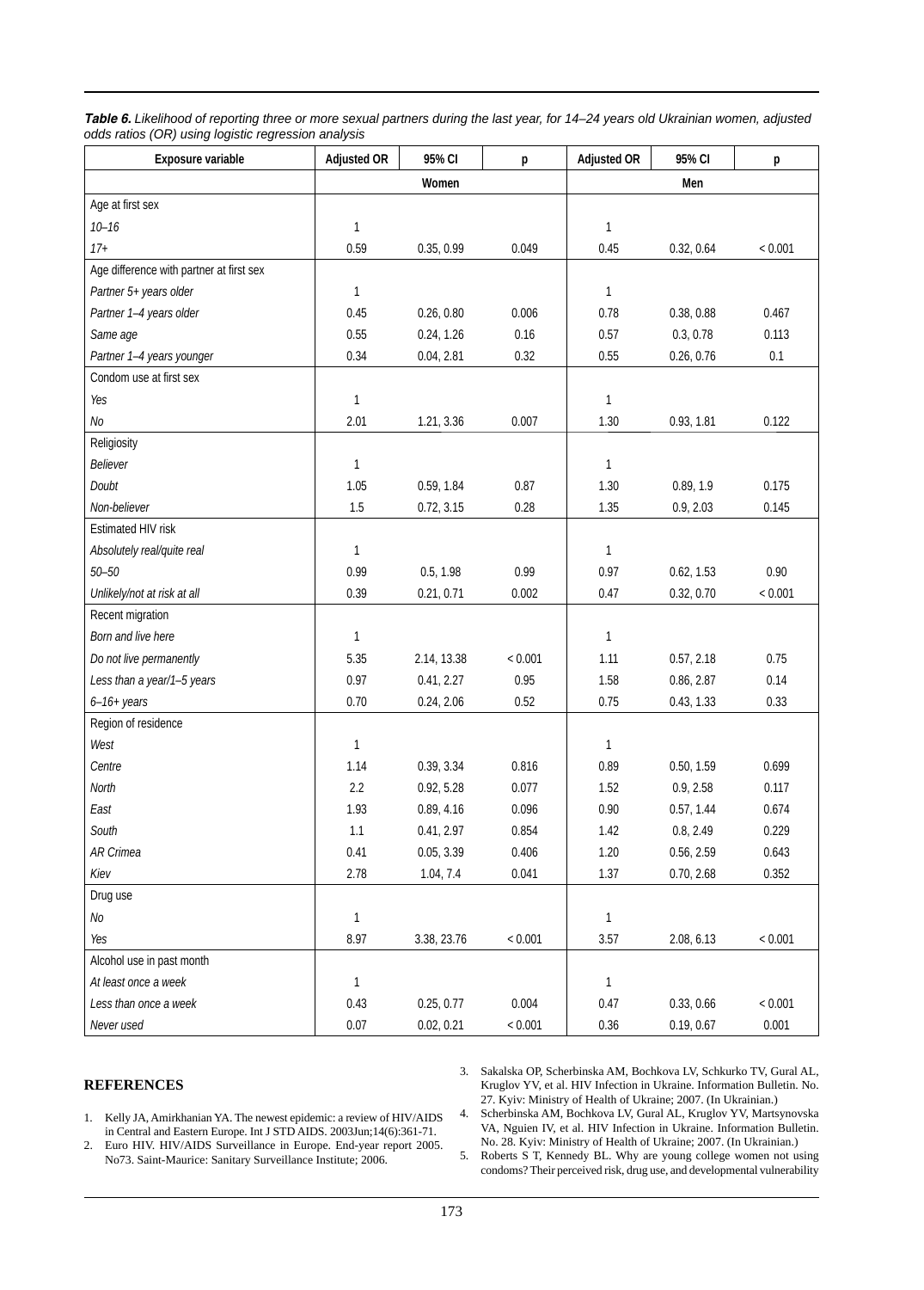***Table 6.*** *Likelihood of reporting three or more sexual partners during the last year, for 14–24 years old Ukrainian women, adjusted odds ratios (OR) using logistic regression analysis*

| Exposure variable | Adjusted OR | 95% CI | p | Adjusted OR | 95% CI | p |
|---|---|---|---|---|---|---|
| | Women | | | Men | | |
| Age at first sex | | | | | | |
| *10–16* | 1 | | | 1 | | |
| *17+* | 0.59 | 0.35, 0.99 | 0.049 | 0.45 | 0.32, 0.64 | < 0.001 |
| Age difference with partner at first sex | | | | | | |
| *Partner 5+ years older* | 1 | | | 1 | | |
| *Partner 1–4 years older* | 0.45 | 0.26, 0.80 | 0.006 | 0.78 | 0.38, 0.88 | 0.467 |
| *Same age* | 0.55 | 0.24, 1.26 | 0.16 | 0.57 | 0.3, 0.78 | 0.113 |
| *Partner 1–4 years younger* | 0.34 | 0.04, 2.81 | 0.32 | 0.55 | 0.26, 0.76 | 0.1 |
| Condom use at first sex | | | | | | |
| *Yes* | 1 | | | 1 | | |
| *No* | 2.01 | 1.21, 3.36 | 0.007 | 1.30 | 0.93, 1.81 | 0.122 |
| Religiosity | | | | | | |
| *Believer* | 1 | | | 1 | | |
| *Doubt* | 1.05 | 0.59, 1.84 | 0.87 | 1.30 | 0.89, 1.9 | 0.175 |
| *Non-believer* | 1.5 | 0.72, 3.15 | 0.28 | 1.35 | 0.9, 2.03 | 0.145 |
| Estimated HIV risk | | | | | | |
| *Absolutely real/quite real* | 1 | | | 1 | | |
| *50–50* | 0.99 | 0.5, 1.98 | 0.99 | 0.97 | 0.62, 1.53 | 0.90 |
| *Unlikely/not at risk at all* | 0.39 | 0.21, 0.71 | 0.002 | 0.47 | 0.32, 0.70 | < 0.001 |
| Recent migration | | | | | | |
| *Born and live here* | 1 | | | 1 | | |
| *Do not live permanently* | 5.35 | 2.14, 13.38 | < 0.001 | 1.11 | 0.57, 2.18 | 0.75 |
| *Less than a year/1–5 years* | 0.97 | 0.41, 2.27 | 0.95 | 1.58 | 0.86, 2.87 | 0.14 |
| *6–16+ years* | 0.70 | 0.24, 2.06 | 0.52 | 0.75 | 0.43, 1.33 | 0.33 |
| Region of residence | | | | | | |
| *West* | 1 | | | 1 | | |
| *Centre* | 1.14 | 0.39, 3.34 | 0.816 | 0.89 | 0.50, 1.59 | 0.699 |
| *North* | 2.2 | 0.92, 5.28 | 0.077 | 1.52 | 0.9, 2.58 | 0.117 |
| *East* | 1.93 | 0.89, 4.16 | 0.096 | 0.90 | 0.57, 1.44 | 0.674 |
| *South* | 1.1 | 0.41, 2.97 | 0.854 | 1.42 | 0.8, 2.49 | 0.229 |
| *AR Crimea* | 0.41 | 0.05, 3.39 | 0.406 | 1.20 | 0.56, 2.59 | 0.643 |
| *Kiev* | 2.78 | 1.04, 7.4 | 0.041 | 1.37 | 0.70, 2.68 | 0.352 |
| Drug use | | | | | | |
| *No* | 1 | | | 1 | | |
| *Yes* | 8.97 | 3.38, 23.76 | < 0.001 | 3.57 | 2.08, 6.13 | < 0.001 |
| Alcohol use in past month | | | | | | |
| *At least once a week* | 1 | | | 1 | | |
| *Less than once a week* | 0.43 | 0.25, 0.77 | 0.004 | 0.47 | 0.33, 0.66 | < 0.001 |
| *Never used* | 0.07 | 0.02, 0.21 | < 0.001 | 0.36 | 0.19, 0.67 | 0.001 |

## REFERENCES

1. Kelly JA, Amirkhanian YA. The newest epidemic: a review of HIV/AIDS in Central and Eastern Europe. Int J STD AIDS. 2003Jun;14(6):361-71.
2. Euro HIV. HIV/AIDS Surveillance in Europe. End-year report 2005. No73. Saint-Maurice: Sanitary Surveillance Institute; 2006.
3. Sakalska OP, Scherbinska AM, Bochkova LV, Schkurko TV, Gural AL, Kruglov YV, et al. HIV Infection in Ukraine. Information Bulletin. No. 27. Kyiv: Ministry of Health of Ukraine; 2007. (In Ukrainian.)
4. Scherbinska AM, Bochkova LV, Gural AL, Kruglov YV, Martsynovska VA, Nguien IV, et al. HIV Infection in Ukraine. Information Bulletin. No. 28. Kyiv: Ministry of Health of Ukraine; 2007. (In Ukrainian.)
5. Roberts S T, Kennedy BL. Why are young college women not using condoms? Their perceived risk, drug use, and developmental vulnerability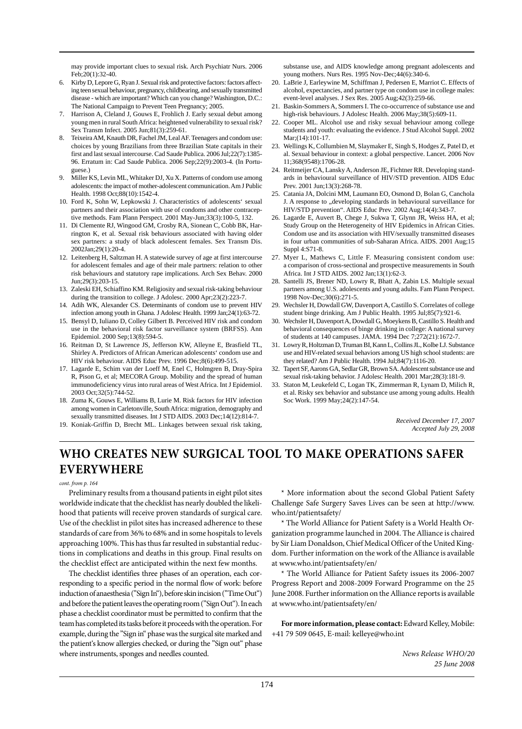may provide important clues to sexual risk. Arch Psychiatr Nurs. 2006 Feb;20(1):32-40.

6. Kirby D, Lepore G, Ryan J. Sexual risk and protective factors: factors affecting teen sexual behaviour, pregnancy, childbearing, and sexually transmitted disease - which are important? Which can you change? Washington, D.C.: The National Campaign to Prevent Teen Pregnancy; 2005.
7. Harrison A, Cleland J, Gouws E, Frohlich J. Early sexual debut among young men in rural South Africa: heightened vulnerability to sexual risk? Sex Transm Infect. 2005 Jun;81(3):259-61.
8. Teixeira AM, Knauth DR, Fachel JM, Leal AF. Teenagers and condom use: choices by young Brazilians from three Brazilian State capitals in their first and last sexual intercourse. Cad Saude Publica. 2006 Jul;22(7):1385-96. Erratum in: Cad Saude Publica. 2006 Sep;22(9):2003-4. (In Portuguese.)
9. Miller KS, Levin ML, Whitaker DJ, Xu X. Patterns of condom use among adolescents: the impact of mother-adolescent communication. Am J Public Health. 1998 Oct;88(10):1542-4.
10. Ford K, Sohn W, Lepkowski J. Characteristics of adolescents' sexual partners and their association with use of condoms and other contraceptive methods. Fam Plann Perspect. 2001 May-Jun;33(3):100-5, 132.
11. Di Clemente RJ, Wingood GM, Crosby RA, Sionean C, Cobb BK, Harrington K, et al. Sexual risk behaviours associated with having older sex partners: a study of black adolescent females. Sex Transm Dis. 2002Jan;29(1):20-4.
12. Leitenberg H, Saltzman H. A statewide survey of age at first intercourse for adolescent females and age of their male partners: relation to other risk behaviours and statutory rape implications. Arch Sex Behav. 2000 Jun;29(3):203-15.
13. Zaleski EH, Schiaffino KM. Religiosity and sexual risk-taking behaviour during the transition to college. J Adolesc. 2000 Apr;23(2):223-7.
14. Adih WK, Alexander CS. Determinants of condom use to prevent HIV infection among youth in Ghana. J Adolesc Health. 1999 Jan;24(1):63-72.
15. Bensyl D, Iuliano D, Colley Gilbert B. Perceived HIV risk and condom use in the behavioral risk factor surveillance system (BRFSS). Ann Epidemiol. 2000 Sep;13(8):594-5.
16. Reitman D, St Lawrence JS, Jefferson KW, Alleyne E, Brasfield TL, Shirley A. Predictors of African American adolescents' condom use and HIV risk behaviour. AIDS Educ Prev. 1996 Dec;8(6):499-515.
17. Lagarde E, Schim van der Loeff M, Enel C, Holmgren B, Dray-Spira R, Pison G, et al; MECORA Group. Mobility and the spread of human immunodeficiency virus into rural areas of West Africa. Int J Epidemiol. 2003 Oct;32(5):744-52.
18. Zuma K, Gouws E, Williams B, Lurie M. Risk factors for HIV infection among women in Carletonville, South Africa: migration, demography and sexually transmitted diseases. Int J STD AIDS. 2003 Dec;14(12):814-7.
19. Koniak-Griffin D, Brecht ML. Linkages between sexual risk taking, substanse use, and AIDS knowledge among pregnant adolescents and young mothers. Nurs Res. 1995 Nov-Dec;44(6):340-6.
20. LaBrie J, Earleywine M, Schiffman J, Pedersen E, Marriot C. Effects of alcohol, expectancies, and partner type on condom use in college males: event-level analyses. J Sex Res. 2005 Aug;42(3):259-66.
21. Baskin-Sommers A, Sommers I. The co-occurrence of substance use and high-risk behaviours. J Adolesc Health. 2006 May;38(5):609-11.
22. Cooper ML. Alcohol use and risky sexual behaviour among college students and youth: evaluating the evidence. J Stud Alcohol Suppl. 2002 Mar;(14):101-17.
23. Wellings K, Collumbien M, Slaymaker E, Singh S, Hodges Z, Patel D, et al. Sexual behaviour in context: a global perspective. Lancet. 2006 Nov 11;368(9548):1706-28.
24. Reitmeijer CA, Lansky A, Anderson JE, Fichtner RR. Developing standards in behavioural surveillance of HIV/STD prevention. AIDS Educ Prev. 2001 Jun;13(3):268-78.
25. Catania JA, Dolcini MM, Laumann EO, Osmond D, Bolan G, Canchola J. A response to „developing standards in behavioural surveillance for HIV/STD prevention". AIDS Educ Prev. 2002 Aug;14(4):343-7.
26. Lagarde E, Auvert B, Chege J, Sukwa T, Glynn JR, Weiss HA, et al; Study Group on the Heterogeneity of HIV Epidemics in African Cities. Condom use and its association with HIV/sexually transmitted diseases in four urban communities of sub-Saharan Africa. AIDS. 2001 Aug;15 Suppl 4:S71-8.
27. Myer L, Mathews C, Little F. Measuring consistent condom use: a comparison of cross-sectional and prospective measurements in South Africa. Int J STD AIDS. 2002 Jan;13(1):62-3.
28. Santelli JS, Brener ND, Lowry R, Bhatt A, Zabin LS. Multiple sexual partners among U.S. adolescents and young adults. Fam Plann Perspect. 1998 Nov-Dec;30(6):271-5.
29. Wechsler H, Dowdall GW, Davenport A, Castillo S. Correlates of college student binge drinking. Am J Public Health. 1995 Jul;85(7):921-6.
30. Wechsler H, Davenport A, Dowdall G, Moeykens B, Castillo S. Health and behavioral consequences of binge drinking in college: A national survey of students at 140 campuses. JAMA. 1994 Dec 7;272(21):1672-7.
31. Lowry R, Holtzman D, Truman BI, Kann L, Collins JL, Kolbe LJ. Substance use and HIV-related sexual behaviors among US high school students: are they related? Am J Public Health. 1994 Jul;84(7):1116-20.
32. Tapert SF, Aarons GA, Sedlar GR, Brown SA. Adolescent substance use and sexual risk-taking behavior. J Adolesc Health. 2001 Mar;28(3):181-9.
33. Staton M, Leukefeld C, Logan TK, Zimmerman R, Lynam D, Milich R, et al. Risky sex behavior and substance use among young adults. Health Soc Work. 1999 May;24(2):147-54.

*Received December 17, 2007*
*Accepted July 29, 2008*

# WHO CREATES NEW SURGICAL TOOL TO MAKE OPERATIONS SAFER EVERYWHERE

*cont. from p. 164*

Preliminary results from a thousand patients in eight pilot sites worldwide indicate that the checklist has nearly doubled the likelihood that patients will receive proven standards of surgical care. Use of the checklist in pilot sites has increased adherence to these standards of care from 36% to 68% and in some hospitals to levels approaching 100%. This has thus far resulted in substantial reductions in complications and deaths in this group. Final results on the checklist effect are anticipated within the next few months.

The checklist identifies three phases of an operation, each corresponding to a specific period in the normal flow of work: before induction of anaesthesia ("Sign In"), before skin incision ("Time Out") and before the patient leaves the operating room ("Sign Out"). In each phase a checklist coordinator must be permitted to confirm that the team has completed its tasks before it proceeds with the operation. For example, during the "Sign in" phase was the surgical site marked and the patient's know allergies checked, or during the "Sign out" phase where instruments, sponges and needles counted.

* More information about the second Global Patient Safety Challenge Safe Surgery Saves Lives can be seen at http://www.who.int/patientsafety/

* The World Alliance for Patient Safety is a World Health Organization programme launched in 2004. The Alliance is chaired by Sir Liam Donaldson, Chief Medical Officer of the United Kingdom. Further information on the work of the Alliance is available at www.who.int/patientsafety/en/

* The World Alliance for Patient Safety issues its 2006-2007 Progress Report and 2008-2009 Forward Programme on the 25 June 2008. Further information on the Alliance reports is available at www.who.int/patientsafety/en/

**For more information, please contact:** Edward Kelley, Mobile: +41 79 509 0645, E-mail: kelleye@who.int

*News Release WHO/20*
*25 June 2008*